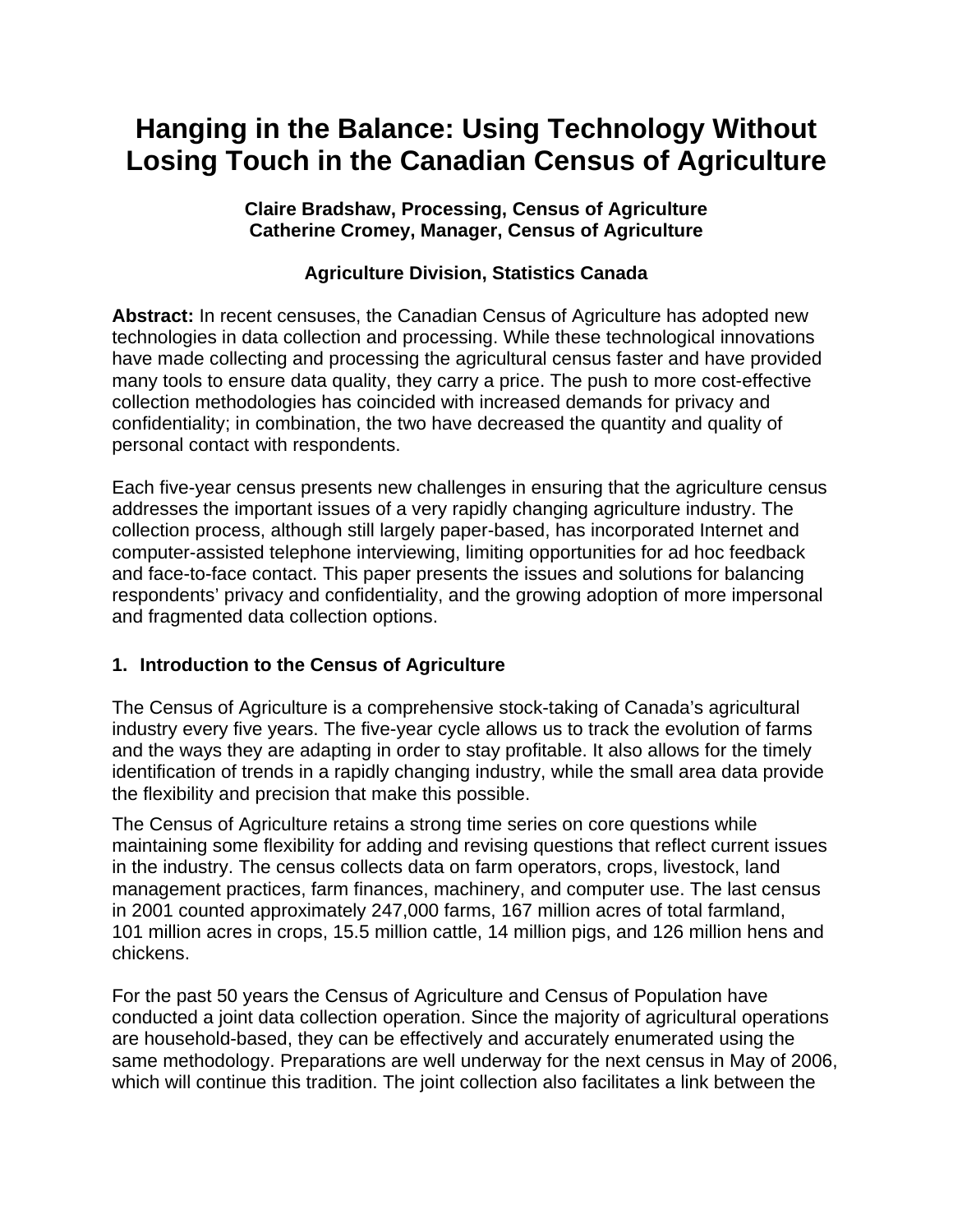# Hanging in the Balance: Using Technology Without Losing Touch in the Canadian Census of Agriculture

**Claire Bradshaw, Processing, Census of Agriculture**
**Catherine Cromey, Manager, Census of Agriculture**

**Agriculture Division, Statistics Canada**

**Abstract:** In recent censuses, the Canadian Census of Agriculture has adopted new technologies in data collection and processing. While these technological innovations have made collecting and processing the agricultural census faster and have provided many tools to ensure data quality, they carry a price. The push to more cost-effective collection methodologies has coincided with increased demands for privacy and confidentiality; in combination, the two have decreased the quantity and quality of personal contact with respondents.

Each five-year census presents new challenges in ensuring that the agriculture census addresses the important issues of a very rapidly changing agriculture industry. The collection process, although still largely paper-based, has incorporated Internet and computer-assisted telephone interviewing, limiting opportunities for ad hoc feedback and face-to-face contact. This paper presents the issues and solutions for balancing respondents' privacy and confidentiality, and the growing adoption of more impersonal and fragmented data collection options.

## 1. Introduction to the Census of Agriculture

The Census of Agriculture is a comprehensive stock-taking of Canada's agricultural industry every five years. The five-year cycle allows us to track the evolution of farms and the ways they are adapting in order to stay profitable. It also allows for the timely identification of trends in a rapidly changing industry, while the small area data provide the flexibility and precision that make this possible.

The Census of Agriculture retains a strong time series on core questions while maintaining some flexibility for adding and revising questions that reflect current issues in the industry. The census collects data on farm operators, crops, livestock, land management practices, farm finances, machinery, and computer use. The last census in 2001 counted approximately 247,000 farms, 167 million acres of total farmland, 101 million acres in crops, 15.5 million cattle, 14 million pigs, and 126 million hens and chickens.

For the past 50 years the Census of Agriculture and Census of Population have conducted a joint data collection operation. Since the majority of agricultural operations are household-based, they can be effectively and accurately enumerated using the same methodology. Preparations are well underway for the next census in May of 2006, which will continue this tradition. The joint collection also facilitates a link between the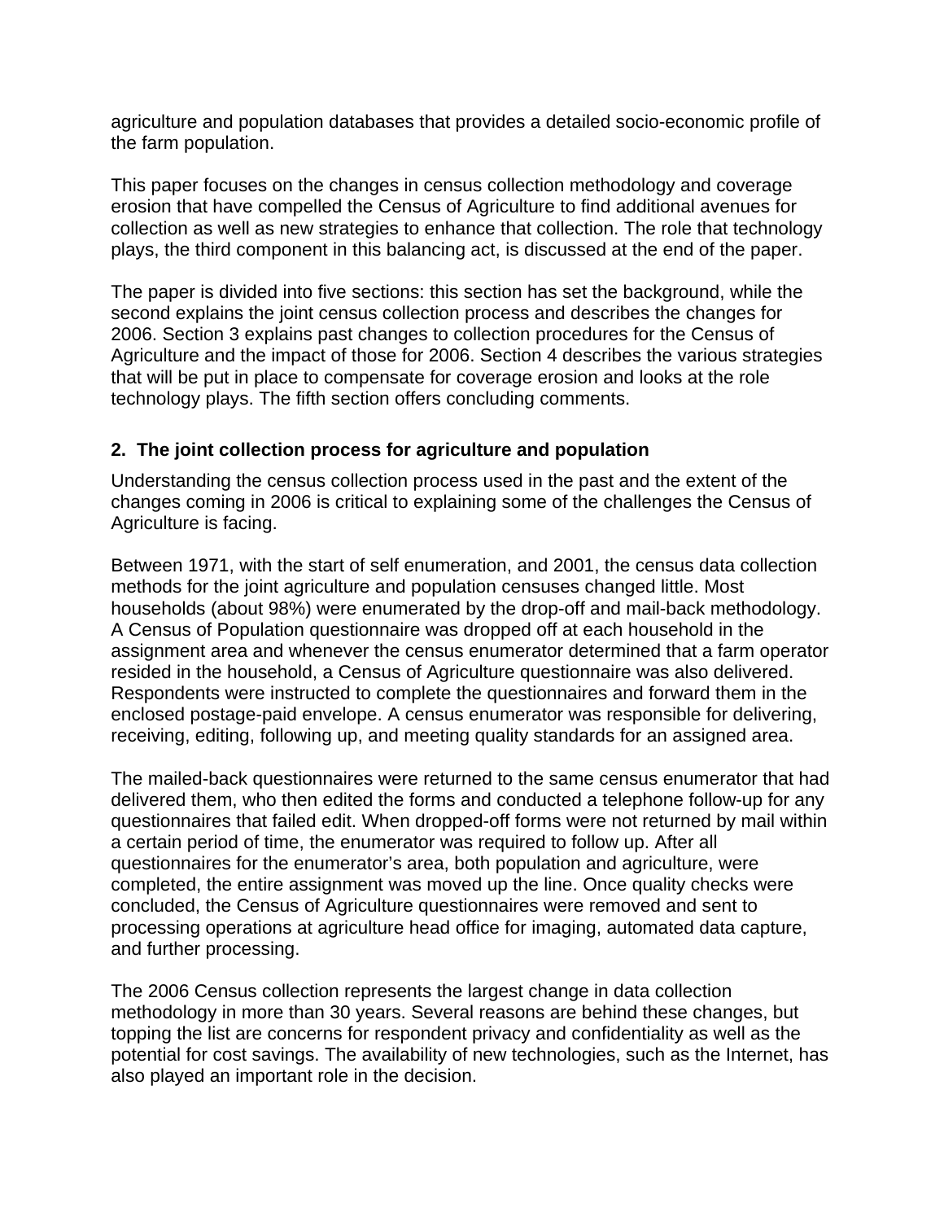agriculture and population databases that provides a detailed socio-economic profile of the farm population.

This paper focuses on the changes in census collection methodology and coverage erosion that have compelled the Census of Agriculture to find additional avenues for collection as well as new strategies to enhance that collection. The role that technology plays, the third component in this balancing act, is discussed at the end of the paper.

The paper is divided into five sections: this section has set the background, while the second explains the joint census collection process and describes the changes for 2006. Section 3 explains past changes to collection procedures for the Census of Agriculture and the impact of those for 2006. Section 4 describes the various strategies that will be put in place to compensate for coverage erosion and looks at the role technology plays. The fifth section offers concluding comments.

## 2. The joint collection process for agriculture and population

Understanding the census collection process used in the past and the extent of the changes coming in 2006 is critical to explaining some of the challenges the Census of Agriculture is facing.

Between 1971, with the start of self enumeration, and 2001, the census data collection methods for the joint agriculture and population censuses changed little. Most households (about 98%) were enumerated by the drop-off and mail-back methodology. A Census of Population questionnaire was dropped off at each household in the assignment area and whenever the census enumerator determined that a farm operator resided in the household, a Census of Agriculture questionnaire was also delivered. Respondents were instructed to complete the questionnaires and forward them in the enclosed postage-paid envelope. A census enumerator was responsible for delivering, receiving, editing, following up, and meeting quality standards for an assigned area.

The mailed-back questionnaires were returned to the same census enumerator that had delivered them, who then edited the forms and conducted a telephone follow-up for any questionnaires that failed edit. When dropped-off forms were not returned by mail within a certain period of time, the enumerator was required to follow up. After all questionnaires for the enumerator's area, both population and agriculture, were completed, the entire assignment was moved up the line. Once quality checks were concluded, the Census of Agriculture questionnaires were removed and sent to processing operations at agriculture head office for imaging, automated data capture, and further processing.

The 2006 Census collection represents the largest change in data collection methodology in more than 30 years. Several reasons are behind these changes, but topping the list are concerns for respondent privacy and confidentiality as well as the potential for cost savings. The availability of new technologies, such as the Internet, has also played an important role in the decision.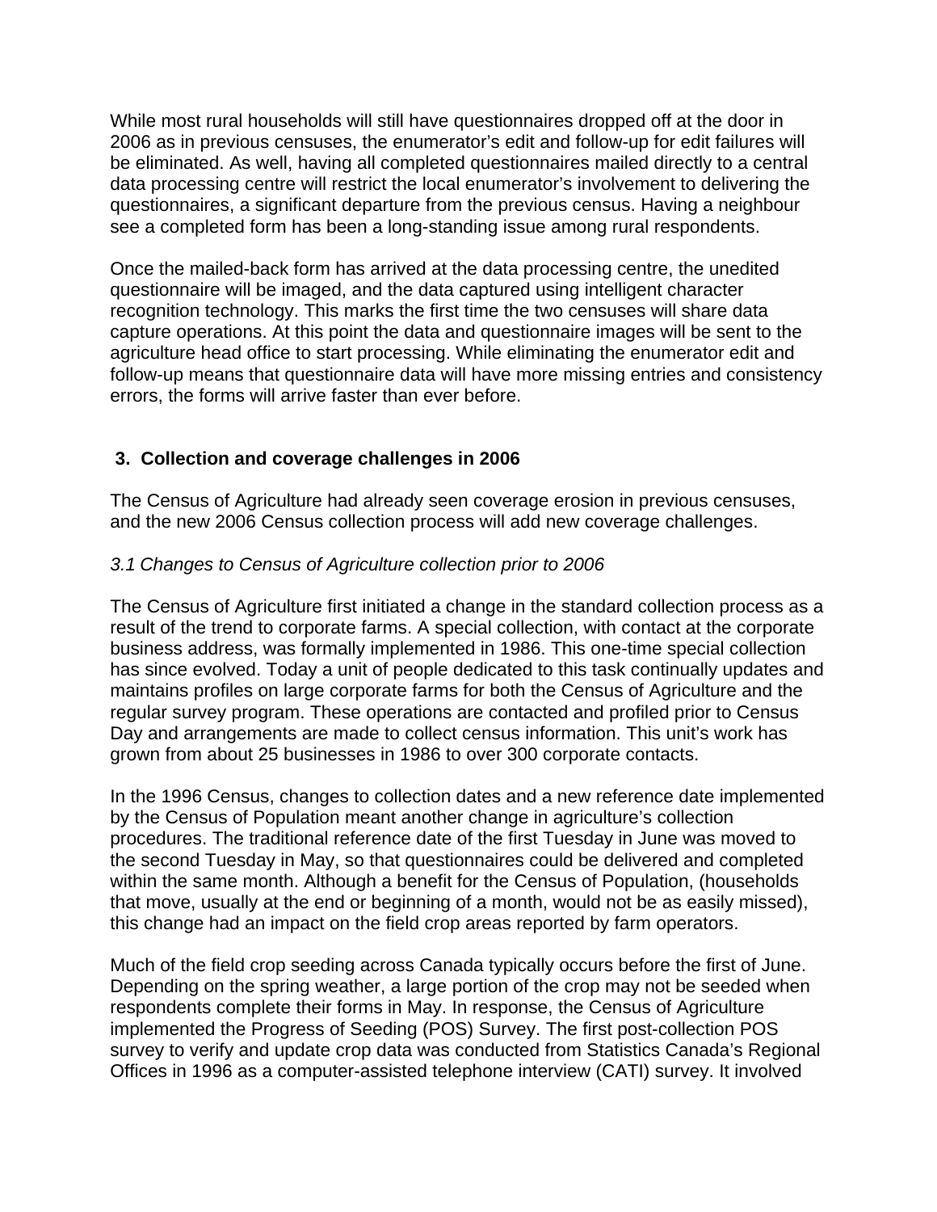While most rural households will still have questionnaires dropped off at the door in 2006 as in previous censuses, the enumerator's edit and follow-up for edit failures will be eliminated. As well, having all completed questionnaires mailed directly to a central data processing centre will restrict the local enumerator's involvement to delivering the questionnaires, a significant departure from the previous census. Having a neighbour see a completed form has been a long-standing issue among rural respondents.

Once the mailed-back form has arrived at the data processing centre, the unedited questionnaire will be imaged, and the data captured using intelligent character recognition technology. This marks the first time the two censuses will share data capture operations. At this point the data and questionnaire images will be sent to the agriculture head office to start processing. While eliminating the enumerator edit and follow-up means that questionnaire data will have more missing entries and consistency errors, the forms will arrive faster than ever before.

## 3. Collection and coverage challenges in 2006

The Census of Agriculture had already seen coverage erosion in previous censuses, and the new 2006 Census collection process will add new coverage challenges.

### *3.1 Changes to Census of Agriculture collection prior to 2006*

The Census of Agriculture first initiated a change in the standard collection process as a result of the trend to corporate farms. A special collection, with contact at the corporate business address, was formally implemented in 1986. This one-time special collection has since evolved. Today a unit of people dedicated to this task continually updates and maintains profiles on large corporate farms for both the Census of Agriculture and the regular survey program. These operations are contacted and profiled prior to Census Day and arrangements are made to collect census information. This unit's work has grown from about 25 businesses in 1986 to over 300 corporate contacts.

In the 1996 Census, changes to collection dates and a new reference date implemented by the Census of Population meant another change in agriculture's collection procedures. The traditional reference date of the first Tuesday in June was moved to the second Tuesday in May, so that questionnaires could be delivered and completed within the same month. Although a benefit for the Census of Population, (households that move, usually at the end or beginning of a month, would not be as easily missed), this change had an impact on the field crop areas reported by farm operators.

Much of the field crop seeding across Canada typically occurs before the first of June. Depending on the spring weather, a large portion of the crop may not be seeded when respondents complete their forms in May. In response, the Census of Agriculture implemented the Progress of Seeding (POS) Survey. The first post-collection POS survey to verify and update crop data was conducted from Statistics Canada's Regional Offices in 1996 as a computer-assisted telephone interview (CATI) survey. It involved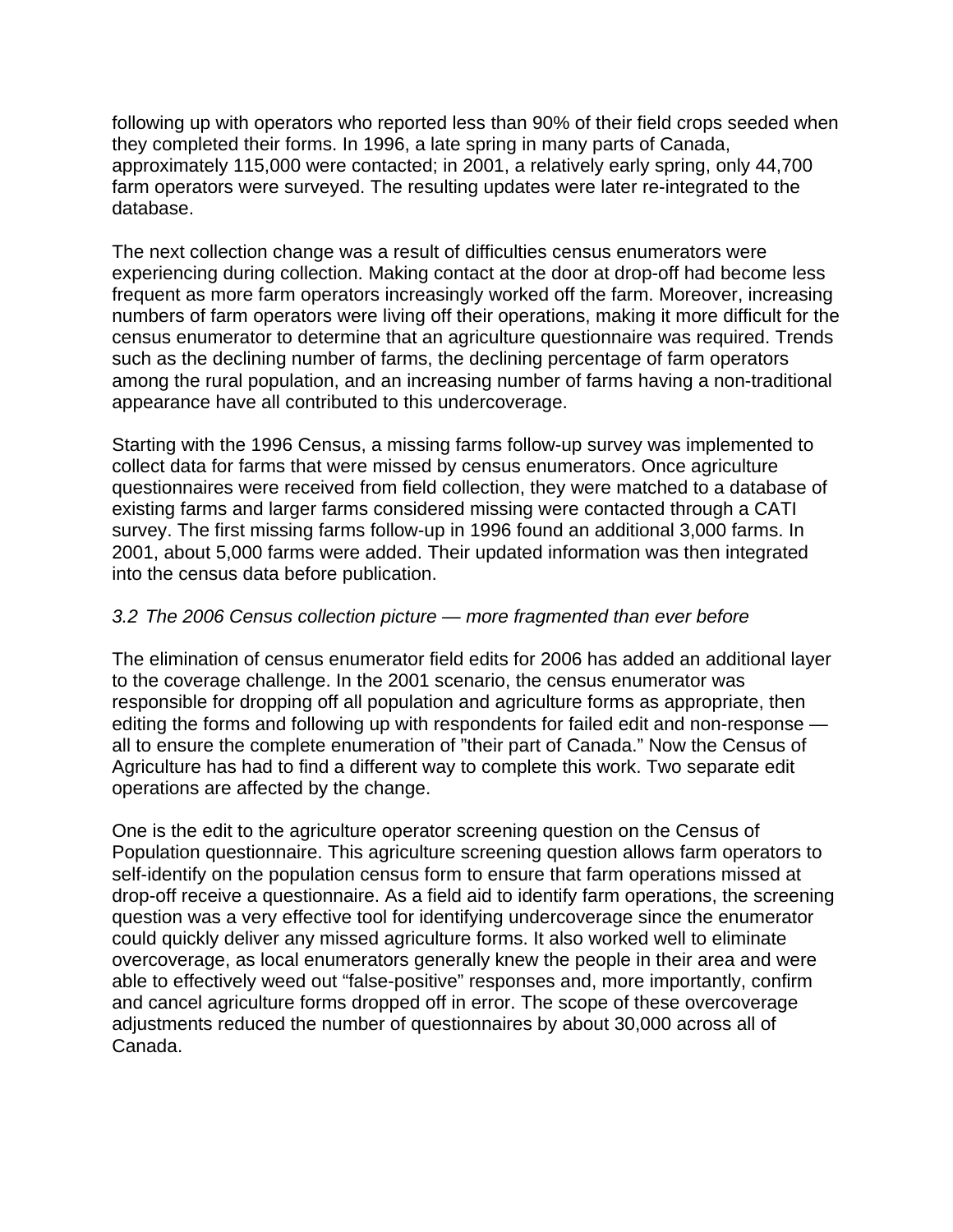following up with operators who reported less than 90% of their field crops seeded when they completed their forms. In 1996, a late spring in many parts of Canada, approximately 115,000 were contacted; in 2001, a relatively early spring, only 44,700 farm operators were surveyed. The resulting updates were later re-integrated to the database.

The next collection change was a result of difficulties census enumerators were experiencing during collection. Making contact at the door at drop-off had become less frequent as more farm operators increasingly worked off the farm. Moreover, increasing numbers of farm operators were living off their operations, making it more difficult for the census enumerator to determine that an agriculture questionnaire was required. Trends such as the declining number of farms, the declining percentage of farm operators among the rural population, and an increasing number of farms having a non-traditional appearance have all contributed to this undercoverage.

Starting with the 1996 Census, a missing farms follow-up survey was implemented to collect data for farms that were missed by census enumerators. Once agriculture questionnaires were received from field collection, they were matched to a database of existing farms and larger farms considered missing were contacted through a CATI survey. The first missing farms follow-up in 1996 found an additional 3,000 farms. In 2001, about 5,000 farms were added. Their updated information was then integrated into the census data before publication.

### *3.2 The 2006 Census collection picture — more fragmented than ever before*

The elimination of census enumerator field edits for 2006 has added an additional layer to the coverage challenge. In the 2001 scenario, the census enumerator was responsible for dropping off all population and agriculture forms as appropriate, then editing the forms and following up with respondents for failed edit and non-response — all to ensure the complete enumeration of "their part of Canada." Now the Census of Agriculture has had to find a different way to complete this work. Two separate edit operations are affected by the change.

One is the edit to the agriculture operator screening question on the Census of Population questionnaire. This agriculture screening question allows farm operators to self-identify on the population census form to ensure that farm operations missed at drop-off receive a questionnaire. As a field aid to identify farm operations, the screening question was a very effective tool for identifying undercoverage since the enumerator could quickly deliver any missed agriculture forms. It also worked well to eliminate overcoverage, as local enumerators generally knew the people in their area and were able to effectively weed out "false-positive" responses and, more importantly, confirm and cancel agriculture forms dropped off in error. The scope of these overcoverage adjustments reduced the number of questionnaires by about 30,000 across all of Canada.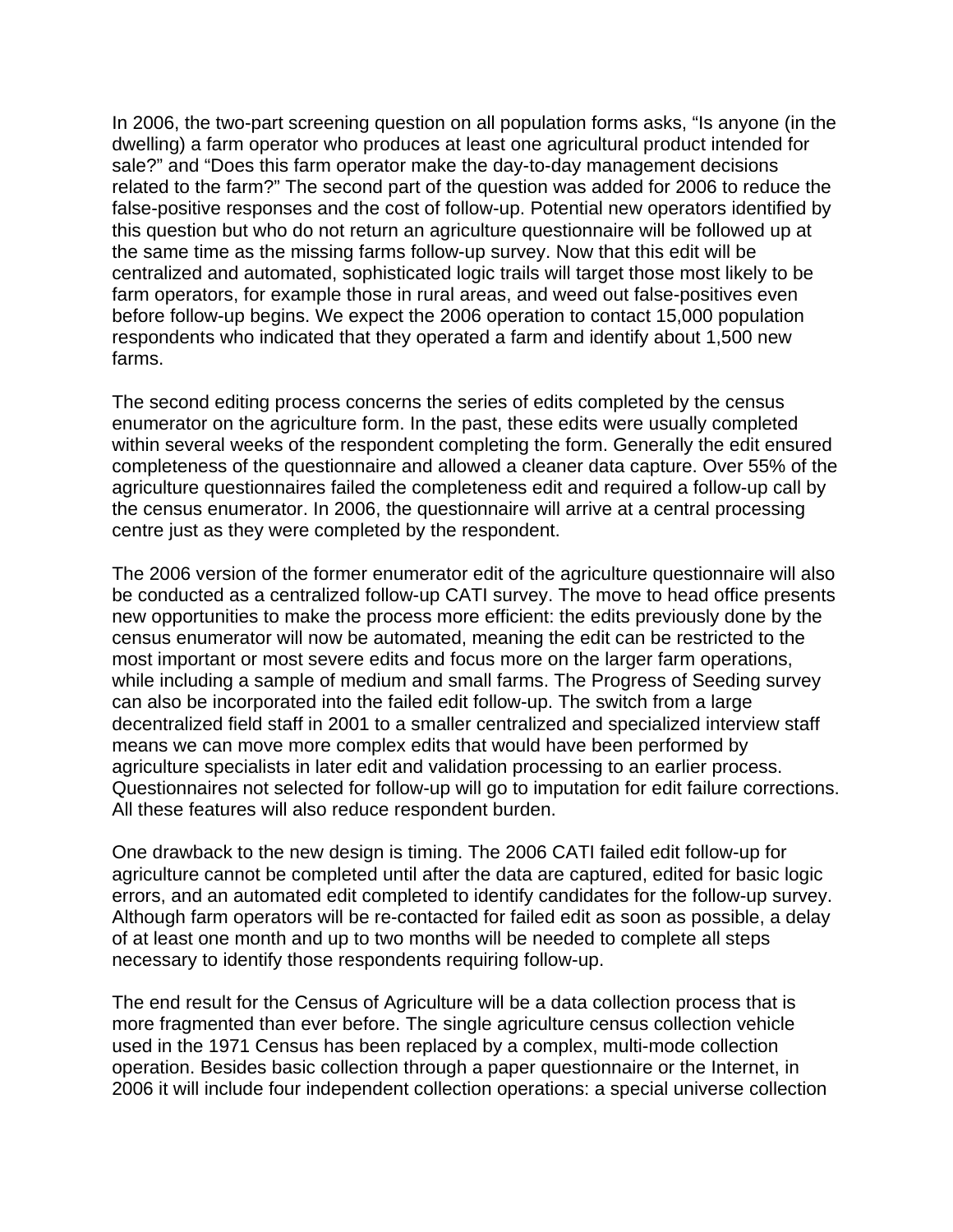In 2006, the two-part screening question on all population forms asks, “Is anyone (in the dwelling) a farm operator who produces at least one agricultural product intended for sale?” and “Does this farm operator make the day-to-day management decisions related to the farm?” The second part of the question was added for 2006 to reduce the false-positive responses and the cost of follow-up. Potential new operators identified by this question but who do not return an agriculture questionnaire will be followed up at the same time as the missing farms follow-up survey. Now that this edit will be centralized and automated, sophisticated logic trails will target those most likely to be farm operators, for example those in rural areas, and weed out false-positives even before follow-up begins. We expect the 2006 operation to contact 15,000 population respondents who indicated that they operated a farm and identify about 1,500 new farms.

The second editing process concerns the series of edits completed by the census enumerator on the agriculture form. In the past, these edits were usually completed within several weeks of the respondent completing the form. Generally the edit ensured completeness of the questionnaire and allowed a cleaner data capture. Over 55% of the agriculture questionnaires failed the completeness edit and required a follow-up call by the census enumerator. In 2006, the questionnaire will arrive at a central processing centre just as they were completed by the respondent.

The 2006 version of the former enumerator edit of the agriculture questionnaire will also be conducted as a centralized follow-up CATI survey. The move to head office presents new opportunities to make the process more efficient: the edits previously done by the census enumerator will now be automated, meaning the edit can be restricted to the most important or most severe edits and focus more on the larger farm operations, while including a sample of medium and small farms. The Progress of Seeding survey can also be incorporated into the failed edit follow-up. The switch from a large decentralized field staff in 2001 to a smaller centralized and specialized interview staff means we can move more complex edits that would have been performed by agriculture specialists in later edit and validation processing to an earlier process. Questionnaires not selected for follow-up will go to imputation for edit failure corrections. All these features will also reduce respondent burden.

One drawback to the new design is timing. The 2006 CATI failed edit follow-up for agriculture cannot be completed until after the data are captured, edited for basic logic errors, and an automated edit completed to identify candidates for the follow-up survey. Although farm operators will be re-contacted for failed edit as soon as possible, a delay of at least one month and up to two months will be needed to complete all steps necessary to identify those respondents requiring follow-up.

The end result for the Census of Agriculture will be a data collection process that is more fragmented than ever before. The single agriculture census collection vehicle used in the 1971 Census has been replaced by a complex, multi-mode collection operation. Besides basic collection through a paper questionnaire or the Internet, in 2006 it will include four independent collection operations: a special universe collection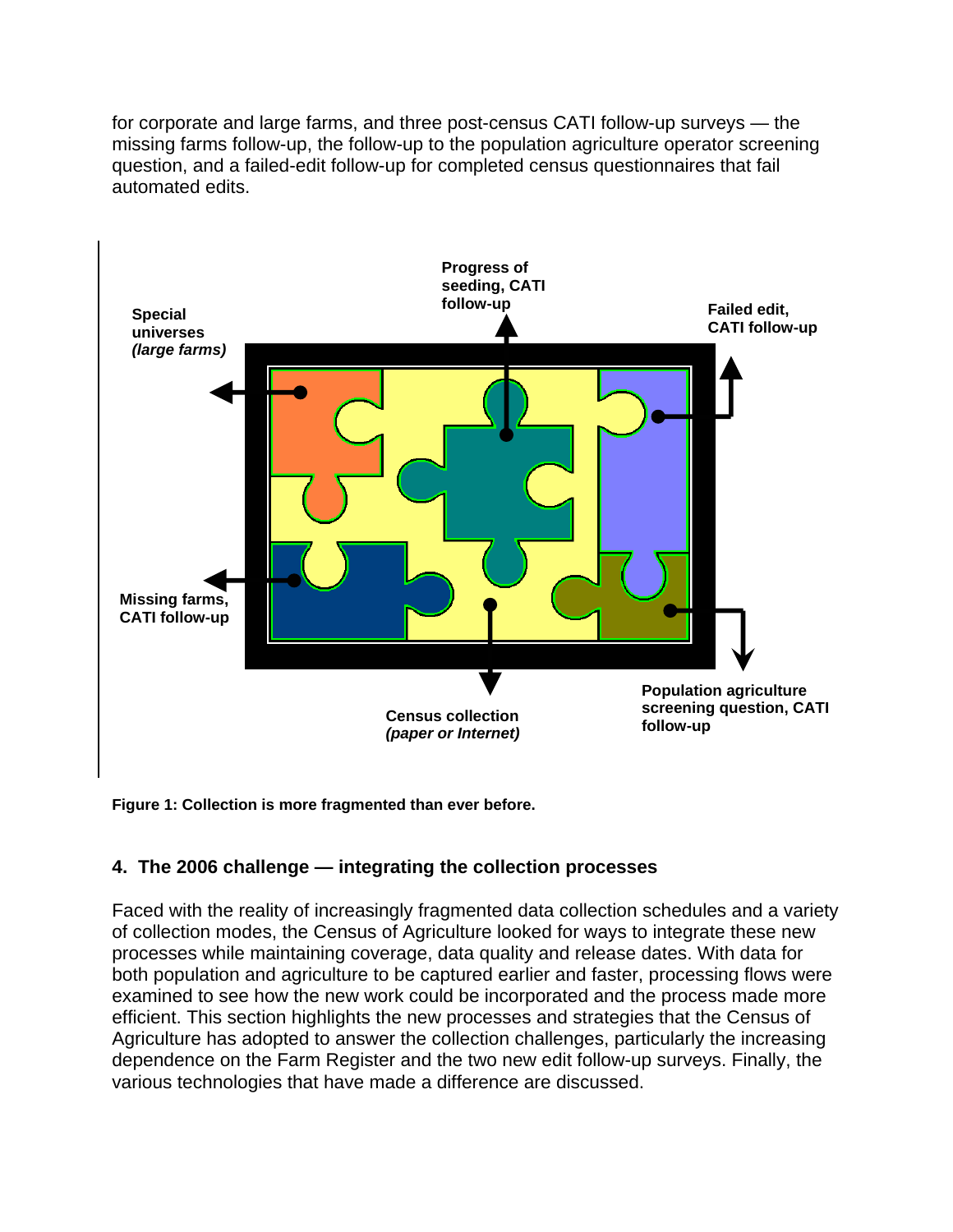for corporate and large farms, and three post-census CATI follow-up surveys — the missing farms follow-up, the follow-up to the population agriculture operator screening question, and a failed-edit follow-up for completed census questionnaires that fail automated edits.

Progress of seeding, CATI follow-up

Special universes *(large farms)*

Failed edit, CATI follow-up

Missing farms, CATI follow-up

Census collection *(paper or Internet)*

Population agriculture screening question, CATI follow-up

**Figure 1: Collection is more fragmented than ever before.**

## 4. The 2006 challenge — integrating the collection processes

Faced with the reality of increasingly fragmented data collection schedules and a variety of collection modes, the Census of Agriculture looked for ways to integrate these new processes while maintaining coverage, data quality and release dates. With data for both population and agriculture to be captured earlier and faster, processing flows were examined to see how the new work could be incorporated and the process made more efficient. This section highlights the new processes and strategies that the Census of Agriculture has adopted to answer the collection challenges, particularly the increasing dependence on the Farm Register and the two new edit follow-up surveys. Finally, the various technologies that have made a difference are discussed.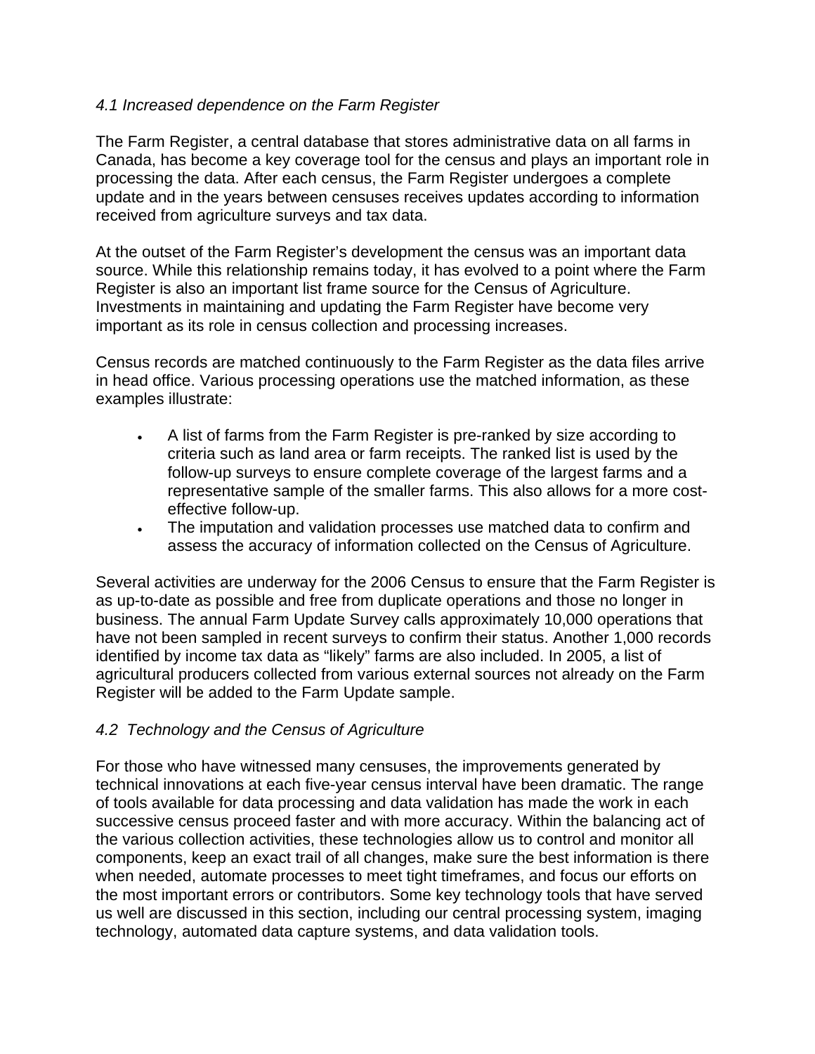### *4.1 Increased dependence on the Farm Register*

The Farm Register, a central database that stores administrative data on all farms in Canada, has become a key coverage tool for the census and plays an important role in processing the data. After each census, the Farm Register undergoes a complete update and in the years between censuses receives updates according to information received from agriculture surveys and tax data.

At the outset of the Farm Register's development the census was an important data source. While this relationship remains today, it has evolved to a point where the Farm Register is also an important list frame source for the Census of Agriculture. Investments in maintaining and updating the Farm Register have become very important as its role in census collection and processing increases.

Census records are matched continuously to the Farm Register as the data files arrive in head office. Various processing operations use the matched information, as these examples illustrate:

- A list of farms from the Farm Register is pre-ranked by size according to criteria such as land area or farm receipts. The ranked list is used by the follow-up surveys to ensure complete coverage of the largest farms and a representative sample of the smaller farms. This also allows for a more cost-effective follow-up.
- The imputation and validation processes use matched data to confirm and assess the accuracy of information collected on the Census of Agriculture.

Several activities are underway for the 2006 Census to ensure that the Farm Register is as up-to-date as possible and free from duplicate operations and those no longer in business. The annual Farm Update Survey calls approximately 10,000 operations that have not been sampled in recent surveys to confirm their status. Another 1,000 records identified by income tax data as "likely" farms are also included. In 2005, a list of agricultural producers collected from various external sources not already on the Farm Register will be added to the Farm Update sample.

### *4.2 Technology and the Census of Agriculture*

For those who have witnessed many censuses, the improvements generated by technical innovations at each five-year census interval have been dramatic. The range of tools available for data processing and data validation has made the work in each successive census proceed faster and with more accuracy. Within the balancing act of the various collection activities, these technologies allow us to control and monitor all components, keep an exact trail of all changes, make sure the best information is there when needed, automate processes to meet tight timeframes, and focus our efforts on the most important errors or contributors. Some key technology tools that have served us well are discussed in this section, including our central processing system, imaging technology, automated data capture systems, and data validation tools.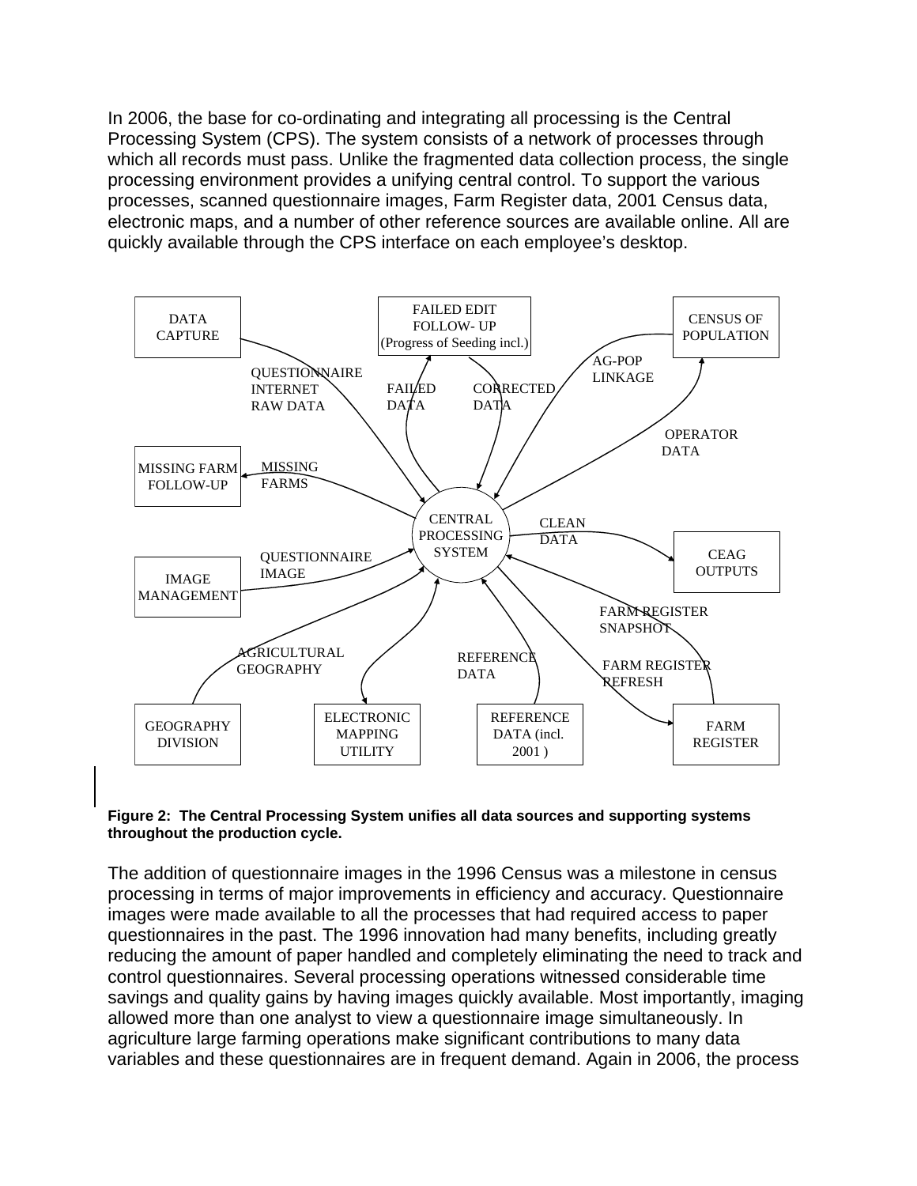In 2006, the base for co-ordinating and integrating all processing is the Central Processing System (CPS). The system consists of a network of processes through which all records must pass. Unlike the fragmented data collection process, the single processing environment provides a unifying central control. To support the various processes, scanned questionnaire images, Farm Register data, 2001 Census data, electronic maps, and a number of other reference sources are available online. All are quickly available through the CPS interface on each employee's desktop.

DATA CAPTURE — QUESTIONNAIRE INTERNET RAW DATA → CENTRAL PROCESSING SYSTEM

CENTRAL PROCESSING SYSTEM — FAILED DATA → FAILED EDIT FOLLOW- UP (Progress of Seeding incl.)

FAILED EDIT FOLLOW- UP (Progress of Seeding incl.) — CORRECTED DATA → CENTRAL PROCESSING SYSTEM

CENSUS OF POPULATION — AG-POP LINKAGE → CENTRAL PROCESSING SYSTEM

CENTRAL PROCESSING SYSTEM — OPERATOR DATA → CENSUS OF POPULATION

CENTRAL PROCESSING SYSTEM — MISSING FARMS → MISSING FARM FOLLOW-UP

CENTRAL PROCESSING SYSTEM — CLEAN DATA → CEAG OUTPUTS

IMAGE MANAGEMENT — QUESTIONNAIRE IMAGE → CENTRAL PROCESSING SYSTEM

FARM REGISTER — FARM REGISTER SNAPSHOT → CENTRAL PROCESSING SYSTEM

CENTRAL PROCESSING SYSTEM — FARM REGISTER REFRESH → FARM REGISTER

GEOGRAPHY DIVISION — AGRICULTURAL GEOGRAPHY → CENTRAL PROCESSING SYSTEM

ELECTRONIC MAPPING UTILITY ↔ CENTRAL PROCESSING SYSTEM

REFERENCE DATA (incl. 2001 ) — REFERENCE DATA → CENTRAL PROCESSING SYSTEM

**Figure 2: The Central Processing System unifies all data sources and supporting systems throughout the production cycle.**

The addition of questionnaire images in the 1996 Census was a milestone in census processing in terms of major improvements in efficiency and accuracy. Questionnaire images were made available to all the processes that had required access to paper questionnaires in the past. The 1996 innovation had many benefits, including greatly reducing the amount of paper handled and completely eliminating the need to track and control questionnaires. Several processing operations witnessed considerable time savings and quality gains by having images quickly available. Most importantly, imaging allowed more than one analyst to view a questionnaire image simultaneously. In agriculture large farming operations make significant contributions to many data variables and these questionnaires are in frequent demand. Again in 2006, the process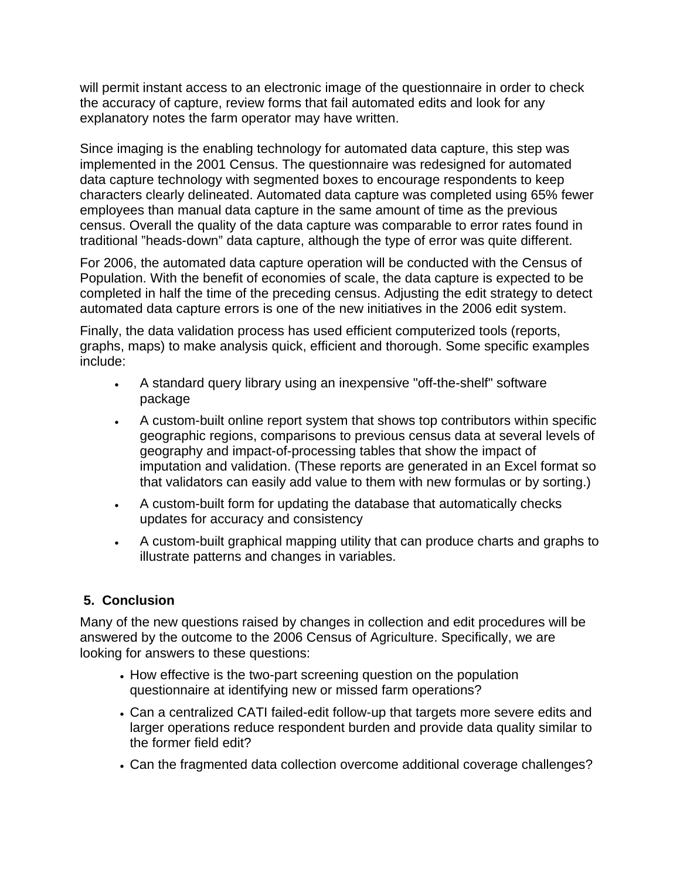will permit instant access to an electronic image of the questionnaire in order to check the accuracy of capture, review forms that fail automated edits and look for any explanatory notes the farm operator may have written.

Since imaging is the enabling technology for automated data capture, this step was implemented in the 2001 Census. The questionnaire was redesigned for automated data capture technology with segmented boxes to encourage respondents to keep characters clearly delineated. Automated data capture was completed using 65% fewer employees than manual data capture in the same amount of time as the previous census. Overall the quality of the data capture was comparable to error rates found in traditional "heads-down" data capture, although the type of error was quite different.

For 2006, the automated data capture operation will be conducted with the Census of Population. With the benefit of economies of scale, the data capture is expected to be completed in half the time of the preceding census. Adjusting the edit strategy to detect automated data capture errors is one of the new initiatives in the 2006 edit system.

Finally, the data validation process has used efficient computerized tools (reports, graphs, maps) to make analysis quick, efficient and thorough. Some specific examples include:

- A standard query library using an inexpensive "off-the-shelf" software package
- A custom-built online report system that shows top contributors within specific geographic regions, comparisons to previous census data at several levels of geography and impact-of-processing tables that show the impact of imputation and validation. (These reports are generated in an Excel format so that validators can easily add value to them with new formulas or by sorting.)
- A custom-built form for updating the database that automatically checks updates for accuracy and consistency
- A custom-built graphical mapping utility that can produce charts and graphs to illustrate patterns and changes in variables.

## 5. Conclusion

Many of the new questions raised by changes in collection and edit procedures will be answered by the outcome to the 2006 Census of Agriculture. Specifically, we are looking for answers to these questions:

- How effective is the two-part screening question on the population questionnaire at identifying new or missed farm operations?
- Can a centralized CATI failed-edit follow-up that targets more severe edits and larger operations reduce respondent burden and provide data quality similar to the former field edit?
- Can the fragmented data collection overcome additional coverage challenges?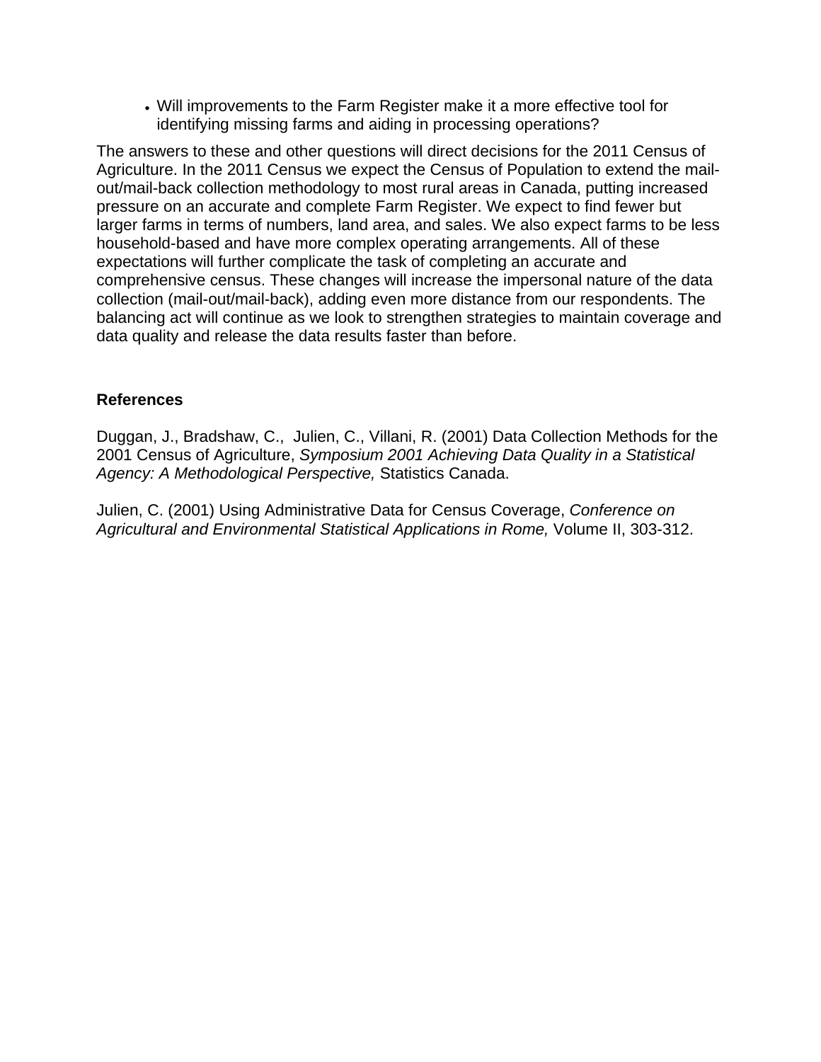- Will improvements to the Farm Register make it a more effective tool for identifying missing farms and aiding in processing operations?

The answers to these and other questions will direct decisions for the 2011 Census of Agriculture. In the 2011 Census we expect the Census of Population to extend the mail-out/mail-back collection methodology to most rural areas in Canada, putting increased pressure on an accurate and complete Farm Register. We expect to find fewer but larger farms in terms of numbers, land area, and sales. We also expect farms to be less household-based and have more complex operating arrangements. All of these expectations will further complicate the task of completing an accurate and comprehensive census. These changes will increase the impersonal nature of the data collection (mail-out/mail-back), adding even more distance from our respondents. The balancing act will continue as we look to strengthen strategies to maintain coverage and data quality and release the data results faster than before.

## References

Duggan, J., Bradshaw, C., Julien, C., Villani, R. (2001) Data Collection Methods for the 2001 Census of Agriculture, *Symposium 2001 Achieving Data Quality in a Statistical Agency: A Methodological Perspective,* Statistics Canada.

Julien, C. (2001) Using Administrative Data for Census Coverage, *Conference on Agricultural and Environmental Statistical Applications in Rome,* Volume II, 303-312.